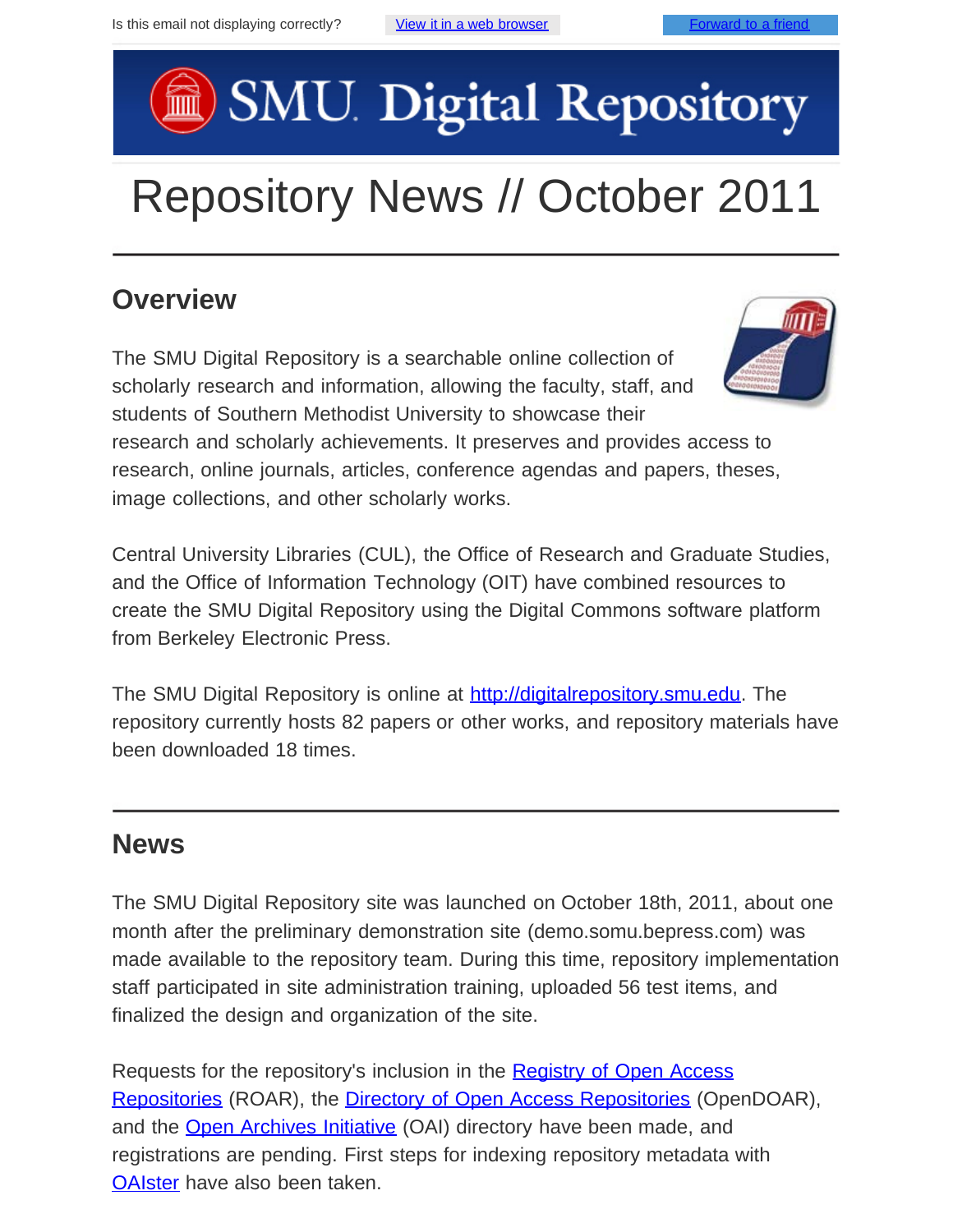Is this email not displaying correctly? [View it in a web browser] [Forward to a friend]

# SMU Digital Repository

# Repository News // October 2011

## Overview

The SMU Digital Repository is a searchable online collection of scholarly research and information, allowing the faculty, staff, and students of Southern Methodist University to showcase their research and scholarly achievements. It preserves and provides access to research, online journals, articles, conference agendas and papers, theses, image collections, and other scholarly works.

Central University Libraries (CUL), the Office of Research and Graduate Studies, and the Office of Information Technology (OIT) have combined resources to create the SMU Digital Repository using the Digital Commons software platform from Berkeley Electronic Press.

The SMU Digital Repository is online at http://digitalrepository.smu.edu. The repository currently hosts 82 papers or other works, and repository materials have been downloaded 18 times.

## News

The SMU Digital Repository site was launched on October 18th, 2011, about one month after the preliminary demonstration site (demo.somu.bepress.com) was made available to the repository team. During this time, repository implementation staff participated in site administration training, uploaded 56 test items, and finalized the design and organization of the site.

Requests for the repository's inclusion in the Registry of Open Access Repositories (ROAR), the Directory of Open Access Repositories (OpenDOAR), and the Open Archives Initiative (OAI) directory have been made, and registrations are pending. First steps for indexing repository metadata with OAIster have also been taken.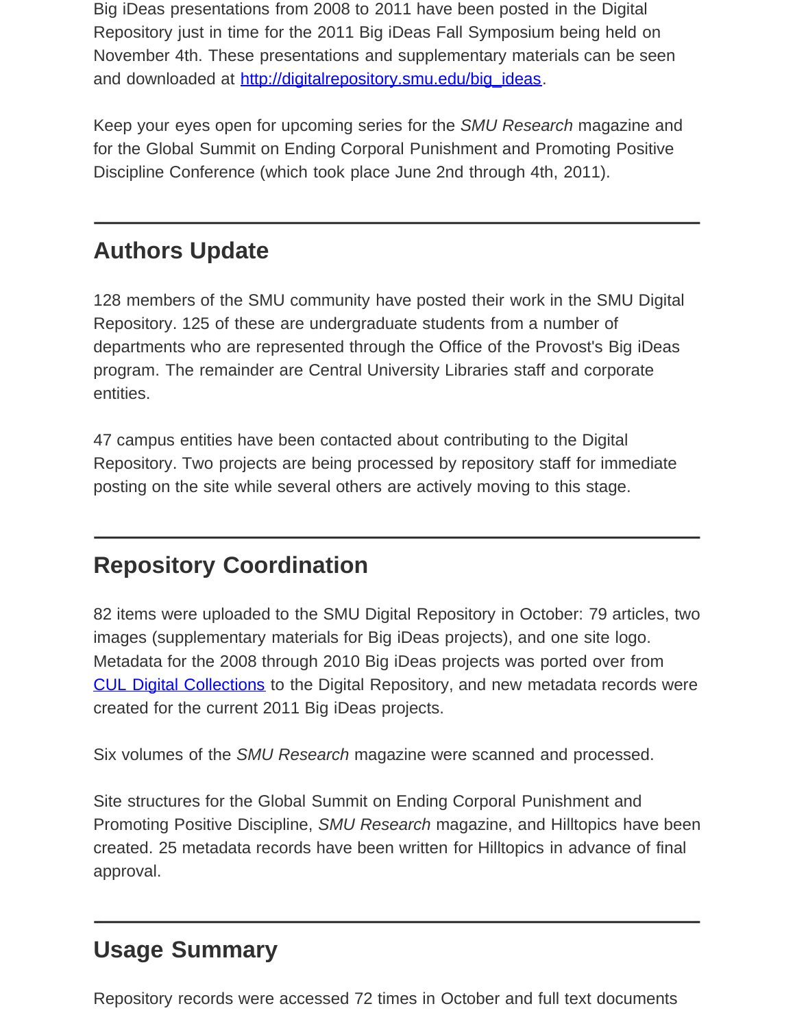Big iDeas presentations from 2008 to 2011 have been posted in the Digital Repository just in time for the 2011 Big iDeas Fall Symposium being held on November 4th. These presentations and supplementary materials can be seen and downloaded at [http://digitalrepository.smu.edu/big_ideas](http://digitalrepository.smu.edu/big_ideas).

Keep your eyes open for upcoming series for the *SMU Research* magazine and for the Global Summit on Ending Corporal Punishment and Promoting Positive Discipline Conference (which took place June 2nd through 4th, 2011).

---

## Authors Update

128 members of the SMU community have posted their work in the SMU Digital Repository. 125 of these are undergraduate students from a number of departments who are represented through the Office of the Provost's Big iDeas program. The remainder are Central University Libraries staff and corporate entities.

47 campus entities have been contacted about contributing to the Digital Repository. Two projects are being processed by repository staff for immediate posting on the site while several others are actively moving to this stage.

---

## Repository Coordination

82 items were uploaded to the SMU Digital Repository in October: 79 articles, two images (supplementary materials for Big iDeas projects), and one site logo. Metadata for the 2008 through 2010 Big iDeas projects was ported over from CUL Digital Collections to the Digital Repository, and new metadata records were created for the current 2011 Big iDeas projects.

Six volumes of the *SMU Research* magazine were scanned and processed.

Site structures for the Global Summit on Ending Corporal Punishment and Promoting Positive Discipline, *SMU Research* magazine, and Hilltopics have been created. 25 metadata records have been written for Hilltopics in advance of final approval.

---

## Usage Summary

Repository records were accessed 72 times in October and full text documents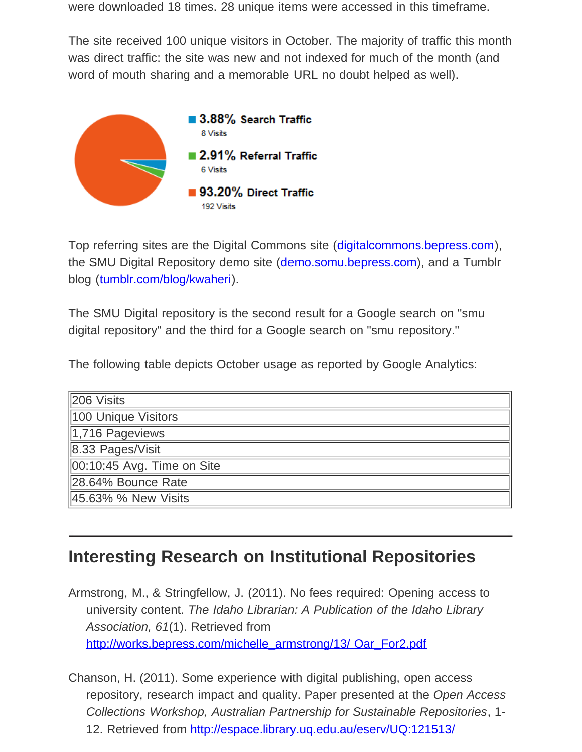were downloaded 18 times. 28 unique items were accessed in this timeframe.

The site received 100 unique visitors in October. The majority of traffic this month was direct traffic: the site was new and not indexed for much of the month (and word of mouth sharing and a memorable URL no doubt helped as well).

**3.88% Search Traffic**
8 Visits

**2.91% Referral Traffic**
6 Visits

**93.20% Direct Traffic**
192 Visits

Top referring sites are the Digital Commons site (digitalcommons.bepress.com), the SMU Digital Repository demo site (demo.somu.bepress.com), and a Tumblr blog (tumblr.com/blog/kwaheri).

The SMU Digital repository is the second result for a Google search on "smu digital repository" and the third for a Google search on "smu repository."

The following table depicts October usage as reported by Google Analytics:

| 206 Visits |
|---|
| 100 Unique Visitors |
| 1,716 Pageviews |
| 8.33 Pages/Visit |
| 00:10:45 Avg. Time on Site |
| 28.64% Bounce Rate |
| 45.63% % New Visits |

---

## Interesting Research on Institutional Repositories

Armstrong, M., & Stringfellow, J. (2011). No fees required: Opening access to university content. *The Idaho Librarian: A Publication of the Idaho Library Association, 61*(1). Retrieved from http://works.bepress.com/michelle_armstrong/13/ Oar_For2.pdf

Chanson, H. (2011). Some experience with digital publishing, open access repository, research impact and quality. Paper presented at the *Open Access Collections Workshop, Australian Partnership for Sustainable Repositories*, 1-12. Retrieved from http://espace.library.uq.edu.au/eserv/UQ:121513/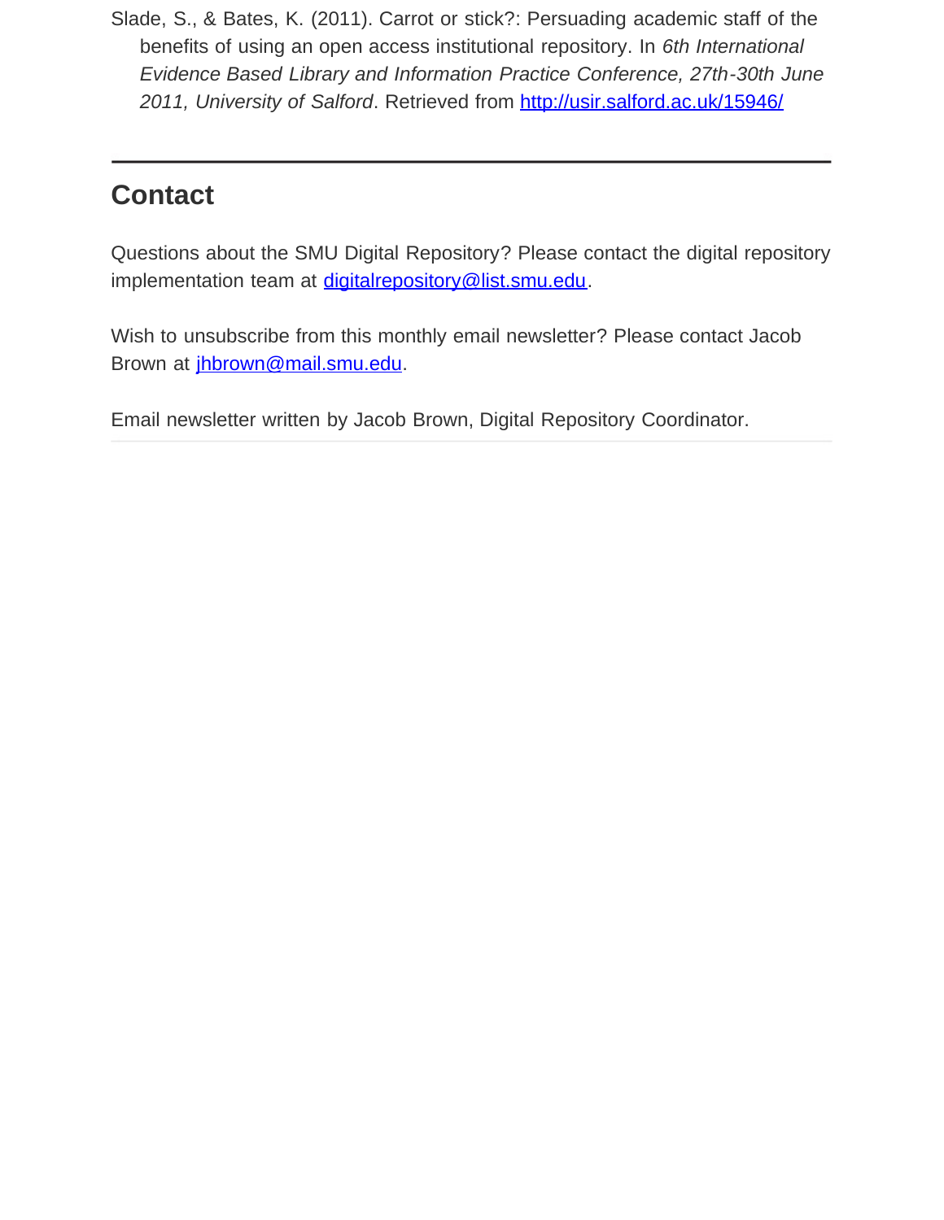Slade, S., & Bates, K. (2011). Carrot or stick?: Persuading academic staff of the benefits of using an open access institutional repository. In *6th International Evidence Based Library and Information Practice Conference, 27th-30th June 2011, University of Salford*. Retrieved from http://usir.salford.ac.uk/15946/

---

## Contact

Questions about the SMU Digital Repository? Please contact the digital repository implementation team at digitalrepository@list.smu.edu.

Wish to unsubscribe from this monthly email newsletter? Please contact Jacob Brown at jhbrown@mail.smu.edu.

Email newsletter written by Jacob Brown, Digital Repository Coordinator.